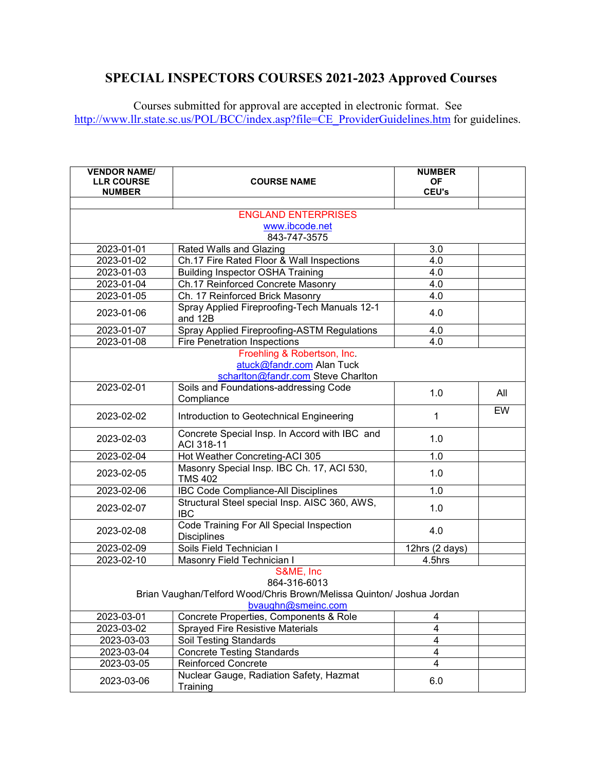# SPECIAL INSPECTORS COURSES 2021-2023 Approved Courses

Courses submitted for approval are accepted in electronic format. See http://www.llr.state.sc.us/POL/BCC/index.asp?file=CE_ProviderGuidelines.htm for guidelines.

| VENDOR NAME/ LLR COURSE NUMBER | COURSE NAME | NUMBER OF CEU's | |
|---|---|---|---|
| | | | |
| ENGLAND ENTERPRISES www.ibcode.net 843-747-3575 | | | |
| 2023-01-01 | Rated Walls and Glazing | 3.0 | |
| 2023-01-02 | Ch.17 Fire Rated Floor & Wall Inspections | 4.0 | |
| 2023-01-03 | Building Inspector OSHA Training | 4.0 | |
| 2023-01-04 | Ch.17 Reinforced Concrete Masonry | 4.0 | |
| 2023-01-05 | Ch. 17 Reinforced Brick Masonry | 4.0 | |
| 2023-01-06 | Spray Applied Fireproofing-Tech Manuals 12-1 and 12B | 4.0 | |
| 2023-01-07 | Spray Applied Fireproofing-ASTM Regulations | 4.0 | |
| 2023-01-08 | Fire Penetration Inspections | 4.0 | |
| Froehling & Robertson, Inc. atuck@fandr.com Alan Tuck scharlton@fandr.com Steve Charlton | | | |
| 2023-02-01 | Soils and Foundations-addressing Code Compliance | 1.0 | All |
| 2023-02-02 | Introduction to Geotechnical Engineering | 1 | EW |
| 2023-02-03 | Concrete Special Insp. In Accord with IBC and ACI 318-11 | 1.0 | |
| 2023-02-04 | Hot Weather Concreting-ACI 305 | 1.0 | |
| 2023-02-05 | Masonry Special Insp. IBC Ch. 17, ACI 530, TMS 402 | 1.0 | |
| 2023-02-06 | IBC Code Compliance-All Disciplines | 1.0 | |
| 2023-02-07 | Structural Steel special Insp. AISC 360, AWS, IBC | 1.0 | |
| 2023-02-08 | Code Training For All Special Inspection Disciplines | 4.0 | |
| 2023-02-09 | Soils Field Technician I | 12hrs (2 days) | |
| 2023-02-10 | Masonry Field Technician I | 4.5hrs | |
| S&ME, Inc 864-316-6013 Brian Vaughan/Telford Wood/Chris Brown/Melissa Quinton/ Joshua Jordan bvaughn@smeinc.com | | | |
| 2023-03-01 | Concrete Properties, Components & Role | 4 | |
| 2023-03-02 | Sprayed Fire Resistive Materials | 4 | |
| 2023-03-03 | Soil Testing Standards | 4 | |
| 2023-03-04 | Concrete Testing Standards | 4 | |
| 2023-03-05 | Reinforced Concrete | 4 | |
| 2023-03-06 | Nuclear Gauge, Radiation Safety, Hazmat Training | 6.0 | |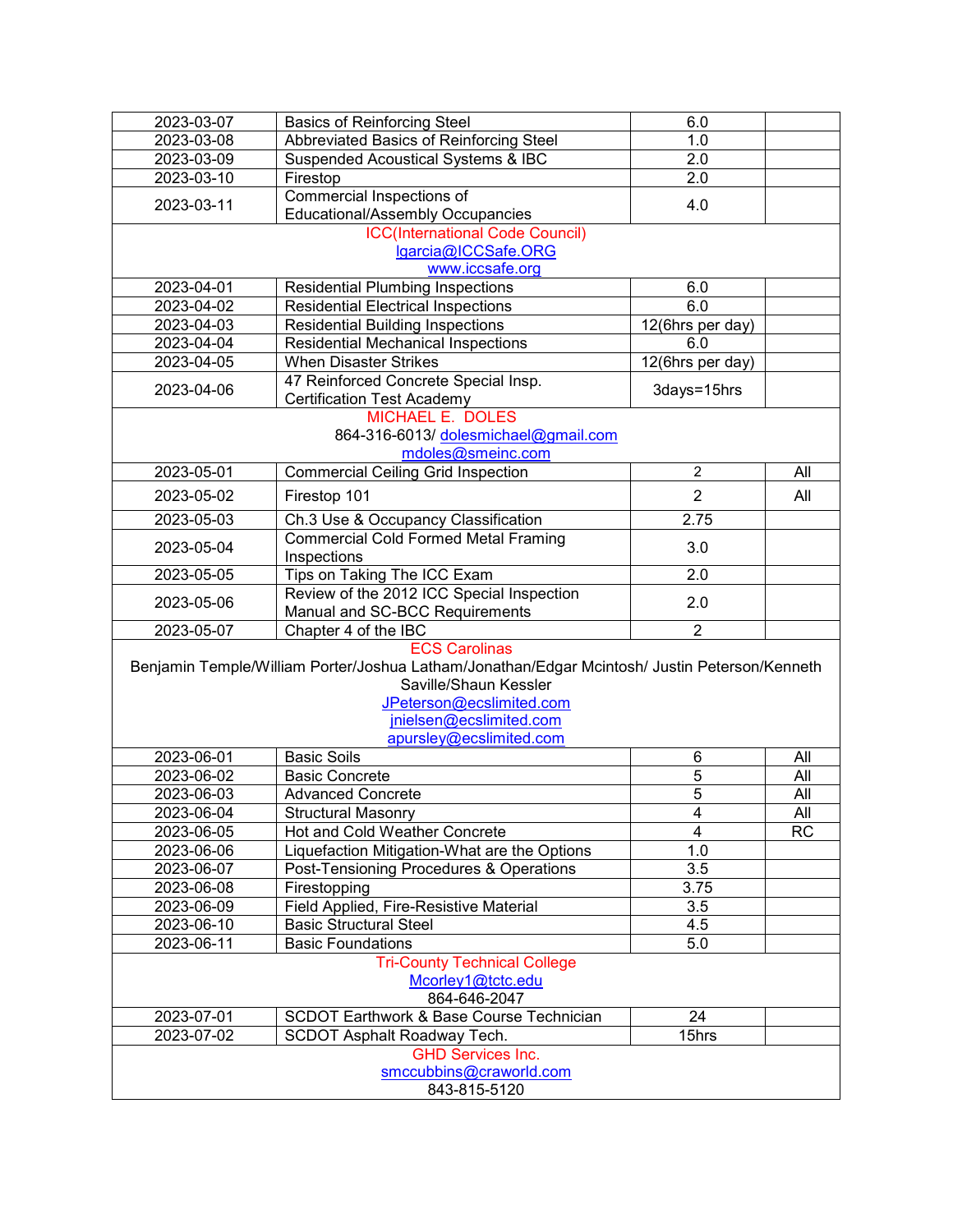| | | | |
|---|---|---|---|
| 2023-03-07 | Basics of Reinforcing Steel | 6.0 | |
| 2023-03-08 | Abbreviated Basics of Reinforcing Steel | 1.0 | |
| 2023-03-09 | Suspended Acoustical Systems & IBC | 2.0 | |
| 2023-03-10 | Firestop | 2.0 | |
| 2023-03-11 | Commercial Inspections of Educational/Assembly Occupancies | 4.0 | |
| **ICC(International Code Council)**<br>lgarcia@ICCSafe.ORG<br>www.iccsafe.org | | | |
| 2023-04-01 | Residential Plumbing Inspections | 6.0 | |
| 2023-04-02 | Residential Electrical Inspections | 6.0 | |
| 2023-04-03 | Residential Building Inspections | 12(6hrs per day) | |
| 2023-04-04 | Residential Mechanical Inspections | 6.0 | |
| 2023-04-05 | When Disaster Strikes | 12(6hrs per day) | |
| 2023-04-06 | 47 Reinforced Concrete Special Insp. Certification Test Academy | 3days=15hrs | |
| **MICHAEL E. DOLES**<br>864-316-6013/ dolesmichael@gmail.com<br>mdoles@smeinc.com | | | |
| 2023-05-01 | Commercial Ceiling Grid Inspection | 2 | All |
| 2023-05-02 | Firestop 101 | 2 | All |
| 2023-05-03 | Ch.3 Use & Occupancy Classification | 2.75 | |
| 2023-05-04 | Commercial Cold Formed Metal Framing Inspections | 3.0 | |
| 2023-05-05 | Tips on Taking The ICC Exam | 2.0 | |
| 2023-05-06 | Review of the 2012 ICC Special Inspection Manual and SC-BCC Requirements | 2.0 | |
| 2023-05-07 | Chapter 4 of the IBC | 2 | |
| **ECS Carolinas**<br>Benjamin Temple/William Porter/Joshua Latham/Jonathan/Edgar Mcintosh/ Justin Peterson/Kenneth Saville/Shaun Kessler<br>JPeterson@ecslimited.com<br>jnielsen@ecslimited.com<br>apursley@ecslimited.com | | | |
| 2023-06-01 | Basic Soils | 6 | All |
| 2023-06-02 | Basic Concrete | 5 | All |
| 2023-06-03 | Advanced Concrete | 5 | All |
| 2023-06-04 | Structural Masonry | 4 | All |
| 2023-06-05 | Hot and Cold Weather Concrete | 4 | RC |
| 2023-06-06 | Liquefaction Mitigation-What are the Options | 1.0 | |
| 2023-06-07 | Post-Tensioning Procedures & Operations | 3.5 | |
| 2023-06-08 | Firestopping | 3.75 | |
| 2023-06-09 | Field Applied, Fire-Resistive Material | 3.5 | |
| 2023-06-10 | Basic Structural Steel | 4.5 | |
| 2023-06-11 | Basic Foundations | 5.0 | |
| **Tri-County Technical College**<br>Mcorley1@tctc.edu<br>864-646-2047 | | | |
| 2023-07-01 | SCDOT Earthwork & Base Course Technician | 24 | |
| 2023-07-02 | SCDOT Asphalt Roadway Tech. | 15hrs | |
| **GHD Services Inc.**<br>smccubbins@craworld.com<br>843-815-5120 | | | |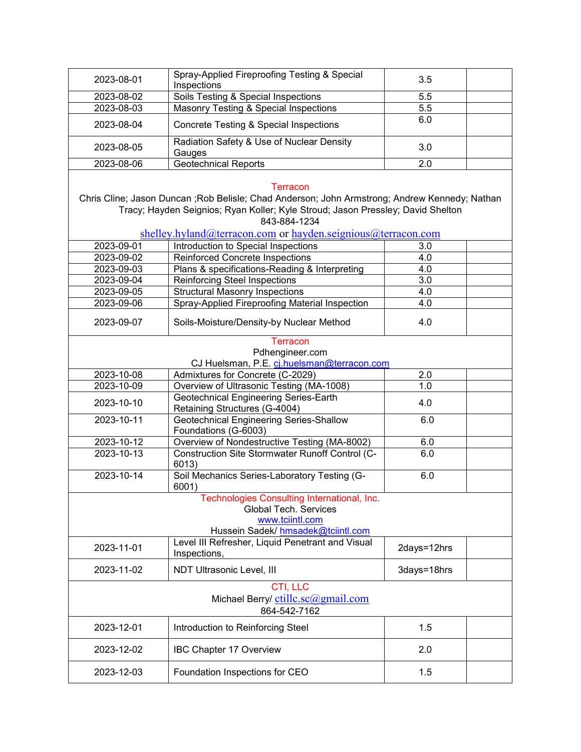| | | | |
|---|---|---|---|
| 2023-08-01 | Spray-Applied Fireproofing Testing & Special Inspections | 3.5 | |
| 2023-08-02 | Soils Testing & Special Inspections | 5.5 | |
| 2023-08-03 | Masonry Testing & Special Inspections | 5.5 | |
| 2023-08-04 | Concrete Testing & Special Inspections | 6.0 | |
| 2023-08-05 | Radiation Safety & Use of Nuclear Density Gauges | 3.0 | |
| 2023-08-06 | Geotechnical Reports | 2.0 | |
| **Terracon**<br>Chris Cline; Jason Duncan ;Rob Belisle; Chad Anderson; John Armstrong; Andrew Kennedy; Nathan Tracy; Hayden Seignios; Ryan Koller; Kyle Stroud; Jason Pressley; David Shelton<br>843-884-1234<br>shelley.hyland@terracon.com or hayden.seignious@terracon.com | | | |
| 2023-09-01 | Introduction to Special Inspections | 3.0 | |
| 2023-09-02 | Reinforced Concrete Inspections | 4.0 | |
| 2023-09-03 | Plans & specifications-Reading & Interpreting | 4.0 | |
| 2023-09-04 | Reinforcing Steel Inspections | 3.0 | |
| 2023-09-05 | Structural Masonry Inspections | 4.0 | |
| 2023-09-06 | Spray-Applied Fireproofing Material Inspection | 4.0 | |
| 2023-09-07 | Soils-Moisture/Density-by Nuclear Method | 4.0 | |
| **Terracon**<br>Pdhengineer.com<br>CJ Huelsman, P.E. cj.huelsman@terracon.com | | | |
| 2023-10-08 | Admixtures for Concrete (C-2029) | 2.0 | |
| 2023-10-09 | Overview of Ultrasonic Testing (MA-1008) | 1.0 | |
| 2023-10-10 | Geotechnical Engineering Series-Earth Retaining Structures (G-4004) | 4.0 | |
| 2023-10-11 | Geotechnical Engineering Series-Shallow Foundations (G-6003) | 6.0 | |
| 2023-10-12 | Overview of Nondestructive Testing (MA-8002) | 6.0 | |
| 2023-10-13 | Construction Site Stormwater Runoff Control (C-6013) | 6.0 | |
| 2023-10-14 | Soil Mechanics Series-Laboratory Testing (G-6001) | 6.0 | |
| **Technologies Consulting International, Inc.**<br>Global Tech. Services<br>www.tciintl.com<br>Hussein Sadek/ hmsadek@tciintl.com | | | |
| 2023-11-01 | Level III Refresher, Liquid Penetrant and Visual Inspections, | 2days=12hrs | |
| 2023-11-02 | NDT Ultrasonic Level, III | 3days=18hrs | |
| **CTI, LLC**<br>Michael Berry/ ctillc.sc@gmail.com<br>864-542-7162 | | | |
| 2023-12-01 | Introduction to Reinforcing Steel | 1.5 | |
| 2023-12-02 | IBC Chapter 17 Overview | 2.0 | |
| 2023-12-03 | Foundation Inspections for CEO | 1.5 | |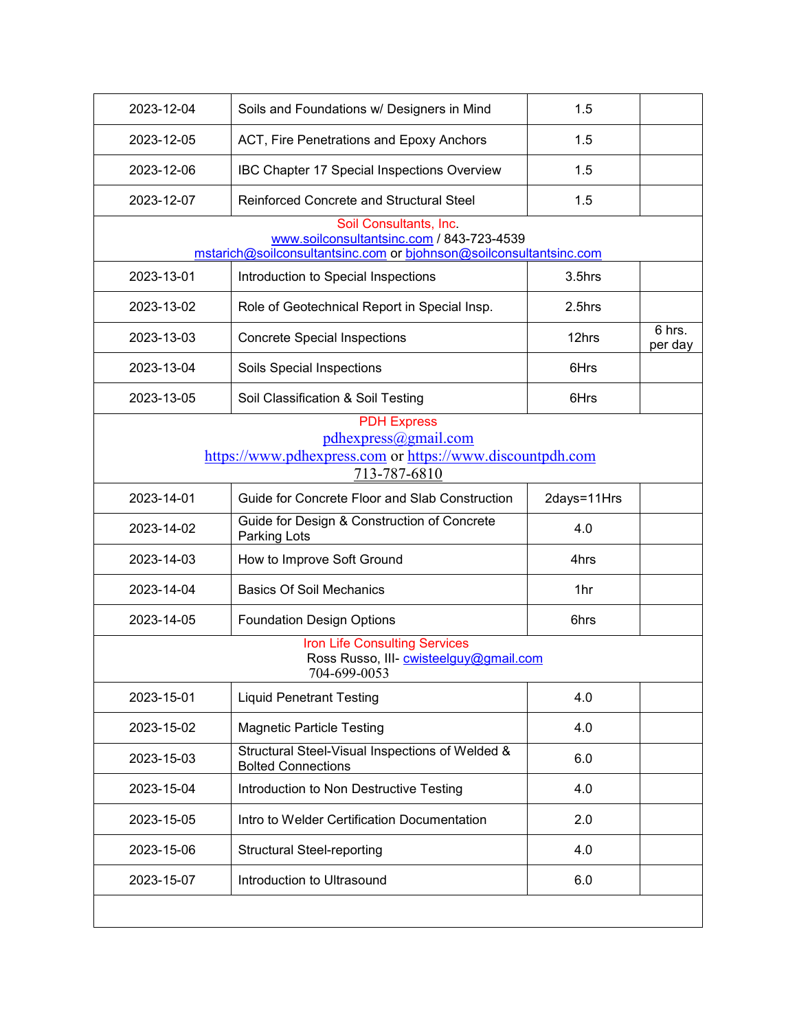| | | | |
|---|---|---|---|
| 2023-12-04 | Soils and Foundations w/ Designers in Mind | 1.5 | |
| 2023-12-05 | ACT, Fire Penetrations and Epoxy Anchors | 1.5 | |
| 2023-12-06 | IBC Chapter 17 Special Inspections Overview | 1.5 | |
| 2023-12-07 | Reinforced Concrete and Structural Steel | 1.5 | |
| Soil Consultants, Inc.<br>www.soilconsultantsinc.com / 843-723-4539<br>mstarich@soilconsultantsinc.com or bjohnson@soilconsultantsinc.com | | | |
| 2023-13-01 | Introduction to Special Inspections | 3.5hrs | |
| 2023-13-02 | Role of Geotechnical Report in Special Insp. | 2.5hrs | |
| 2023-13-03 | Concrete Special Inspections | 12hrs | 6 hrs. per day |
| 2023-13-04 | Soils Special Inspections | 6Hrs | |
| 2023-13-05 | Soil Classification & Soil Testing | 6Hrs | |
| PDH Express<br>pdhexpress@gmail.com<br>https://www.pdhexpress.com or https://www.discountpdh.com<br>713-787-6810 | | | |
| 2023-14-01 | Guide for Concrete Floor and Slab Construction | 2days=11Hrs | |
| 2023-14-02 | Guide for Design & Construction of Concrete Parking Lots | 4.0 | |
| 2023-14-03 | How to Improve Soft Ground | 4hrs | |
| 2023-14-04 | Basics Of Soil Mechanics | 1hr | |
| 2023-14-05 | Foundation Design Options | 6hrs | |
| Iron Life Consulting Services<br>Ross Russo, III- cwisteelguy@gmail.com<br>704-699-0053 | | | |
| 2023-15-01 | Liquid Penetrant Testing | 4.0 | |
| 2023-15-02 | Magnetic Particle Testing | 4.0 | |
| 2023-15-03 | Structural Steel-Visual Inspections of Welded & Bolted Connections | 6.0 | |
| 2023-15-04 | Introduction to Non Destructive Testing | 4.0 | |
| 2023-15-05 | Intro to Welder Certification Documentation | 2.0 | |
| 2023-15-06 | Structural Steel-reporting | 4.0 | |
| 2023-15-07 | Introduction to Ultrasound | 6.0 | |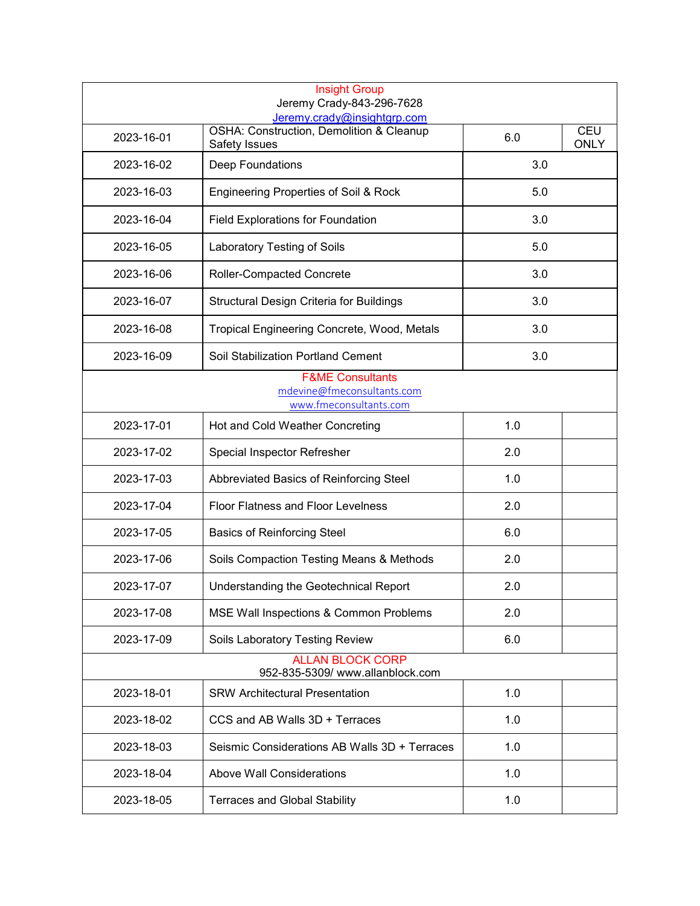| Insight Group<br>Jeremy Crady-843-296-7628<br>Jeremy.crady@insightgrp.com | | | |
|---|---|---|---|
| 2023-16-01 | OSHA: Construction, Demolition & Cleanup Safety Issues | 6.0 | CEU ONLY |
| 2023-16-02 | Deep Foundations | 3.0 | |
| 2023-16-03 | Engineering Properties of Soil & Rock | 5.0 | |
| 2023-16-04 | Field Explorations for Foundation | 3.0 | |
| 2023-16-05 | Laboratory Testing of Soils | 5.0 | |
| 2023-16-06 | Roller-Compacted Concrete | 3.0 | |
| 2023-16-07 | Structural Design Criteria for Buildings | 3.0 | |
| 2023-16-08 | Tropical Engineering Concrete, Wood, Metals | 3.0 | |
| 2023-16-09 | Soil Stabilization Portland Cement | 3.0 | |
| F&ME Consultants<br>mdevine@fmeconsultants.com<br>www.fmeconsultants.com | | | |
| 2023-17-01 | Hot and Cold Weather Concreting | 1.0 | |
| 2023-17-02 | Special Inspector Refresher | 2.0 | |
| 2023-17-03 | Abbreviated Basics of Reinforcing Steel | 1.0 | |
| 2023-17-04 | Floor Flatness and Floor Levelness | 2.0 | |
| 2023-17-05 | Basics of Reinforcing Steel | 6.0 | |
| 2023-17-06 | Soils Compaction Testing Means & Methods | 2.0 | |
| 2023-17-07 | Understanding the Geotechnical Report | 2.0 | |
| 2023-17-08 | MSE Wall Inspections & Common Problems | 2.0 | |
| 2023-17-09 | Soils Laboratory Testing Review | 6.0 | |
| ALLAN BLOCK CORP<br>952-835-5309/ www.allanblock.com | | | |
| 2023-18-01 | SRW Architectural Presentation | 1.0 | |
| 2023-18-02 | CCS and AB Walls 3D + Terraces | 1.0 | |
| 2023-18-03 | Seismic Considerations AB Walls 3D + Terraces | 1.0 | |
| 2023-18-04 | Above Wall Considerations | 1.0 | |
| 2023-18-05 | Terraces and Global Stability | 1.0 | |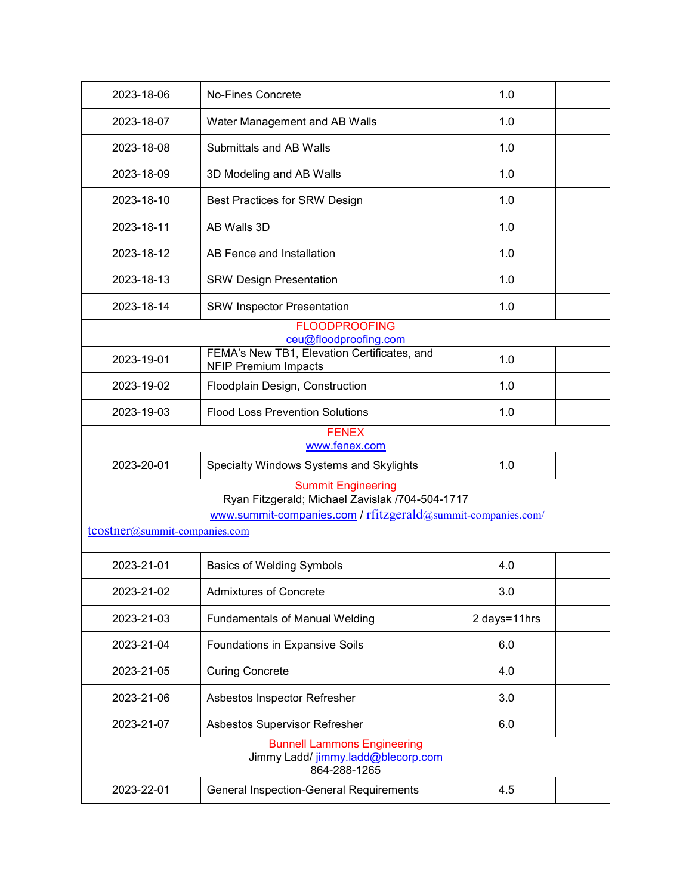| | | | |
|---|---|---|---|
| 2023-18-06 | No-Fines Concrete | 1.0 | |
| 2023-18-07 | Water Management and AB Walls | 1.0 | |
| 2023-18-08 | Submittals and AB Walls | 1.0 | |
| 2023-18-09 | 3D Modeling and AB Walls | 1.0 | |
| 2023-18-10 | Best Practices for SRW Design | 1.0 | |
| 2023-18-11 | AB Walls 3D | 1.0 | |
| 2023-18-12 | AB Fence and Installation | 1.0 | |
| 2023-18-13 | SRW Design Presentation | 1.0 | |
| 2023-18-14 | SRW Inspector Presentation | 1.0 | |
| FLOODPROOFING<br>ceu@floodproofing.com | | | |
| 2023-19-01 | FEMA's New TB1, Elevation Certificates, and NFIP Premium Impacts | 1.0 | |
| 2023-19-02 | Floodplain Design, Construction | 1.0 | |
| 2023-19-03 | Flood Loss Prevention Solutions | 1.0 | |
| FENEX<br>www.fenex.com | | | |
| 2023-20-01 | Specialty Windows Systems and Skylights | 1.0 | |
| Summit Engineering<br>Ryan Fitzgerald; Michael Zavislak /704-504-1717<br>www.summit-companies.com / rfitzgerald@summit-companies.com/<br>tcostner@summit-companies.com | | | |
| 2023-21-01 | Basics of Welding Symbols | 4.0 | |
| 2023-21-02 | Admixtures of Concrete | 3.0 | |
| 2023-21-03 | Fundamentals of Manual Welding | 2 days=11hrs | |
| 2023-21-04 | Foundations in Expansive Soils | 6.0 | |
| 2023-21-05 | Curing Concrete | 4.0 | |
| 2023-21-06 | Asbestos Inspector Refresher | 3.0 | |
| 2023-21-07 | Asbestos Supervisor Refresher | 6.0 | |
| Bunnell Lammons Engineering<br>Jimmy Ladd/ jimmy.ladd@blecorp.com<br>864-288-1265 | | | |
| 2023-22-01 | General Inspection-General Requirements | 4.5 | |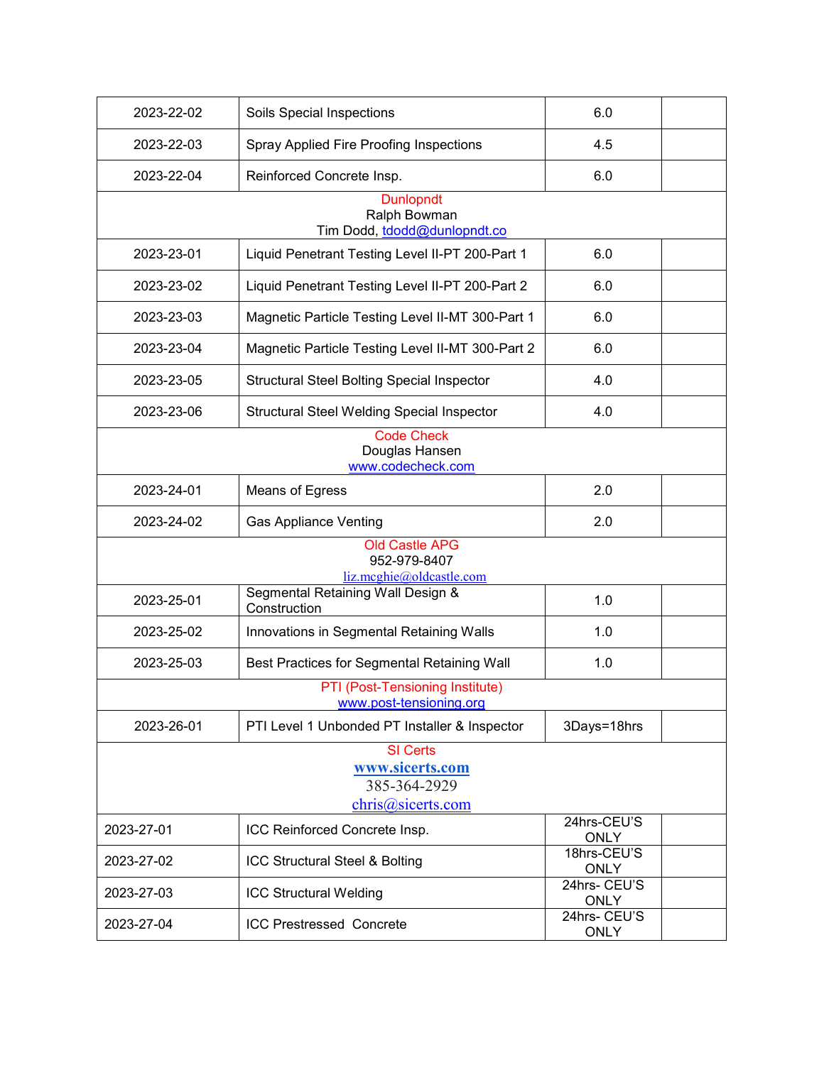| | | | |
|---|---|---|---|
| 2023-22-02 | Soils Special Inspections | 6.0 | |
| 2023-22-03 | Spray Applied Fire Proofing Inspections | 4.5 | |
| 2023-22-04 | Reinforced Concrete Insp. | 6.0 | |
| Dunlopndt<br>Ralph Bowman<br>Tim Dodd, tdodd@dunlopndt.co | | | |
| 2023-23-01 | Liquid Penetrant Testing Level II-PT 200-Part 1 | 6.0 | |
| 2023-23-02 | Liquid Penetrant Testing Level II-PT 200-Part 2 | 6.0 | |
| 2023-23-03 | Magnetic Particle Testing Level II-MT 300-Part 1 | 6.0 | |
| 2023-23-04 | Magnetic Particle Testing Level II-MT 300-Part 2 | 6.0 | |
| 2023-23-05 | Structural Steel Bolting Special Inspector | 4.0 | |
| 2023-23-06 | Structural Steel Welding Special Inspector | 4.0 | |
| Code Check<br>Douglas Hansen<br>www.codecheck.com | | | |
| 2023-24-01 | Means of Egress | 2.0 | |
| 2023-24-02 | Gas Appliance Venting | 2.0 | |
| Old Castle APG<br>952-979-8407<br>liz.mcghie@oldcastle.com | | | |
| 2023-25-01 | Segmental Retaining Wall Design & Construction | 1.0 | |
| 2023-25-02 | Innovations in Segmental Retaining Walls | 1.0 | |
| 2023-25-03 | Best Practices for Segmental Retaining Wall | 1.0 | |
| PTI (Post-Tensioning Institute)<br>www.post-tensioning.org | | | |
| 2023-26-01 | PTI Level 1 Unbonded PT Installer & Inspector | 3Days=18hrs | |
| SI Certs<br>www.sicerts.com<br>385-364-2929<br>chris@sicerts.com | | | |
| 2023-27-01 | ICC Reinforced Concrete Insp. | 24hrs-CEU'S ONLY | |
| 2023-27-02 | ICC Structural Steel & Bolting | 18hrs-CEU'S ONLY | |
| 2023-27-03 | ICC Structural Welding | 24hrs- CEU'S ONLY | |
| 2023-27-04 | ICC Prestressed Concrete | 24hrs- CEU'S ONLY | |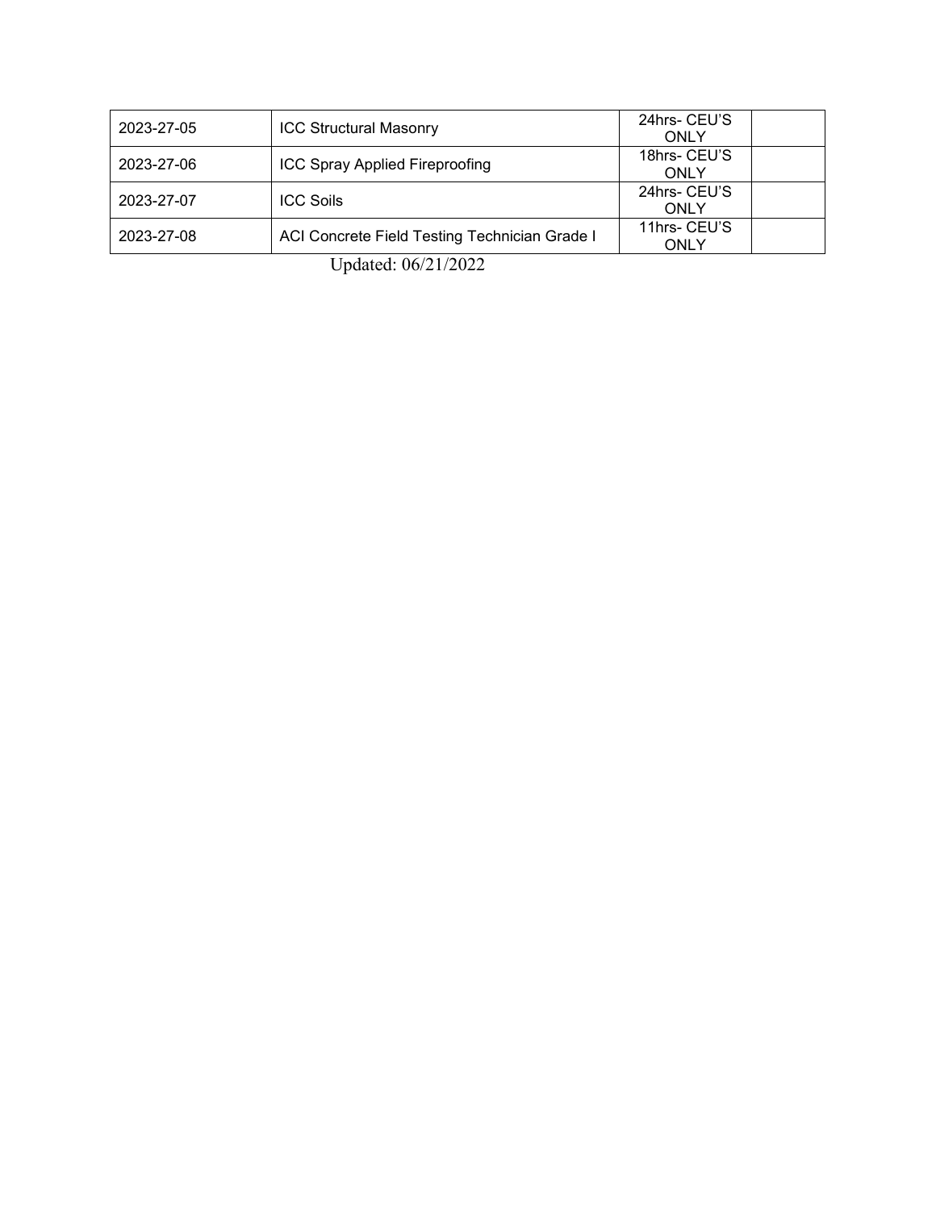| | | | |
|---|---|---|---|
| 2023-27-05 | ICC Structural Masonry | 24hrs- CEU'S ONLY | |
| 2023-27-06 | ICC Spray Applied Fireproofing | 18hrs- CEU'S ONLY | |
| 2023-27-07 | ICC Soils | 24hrs- CEU'S ONLY | |
| 2023-27-08 | ACI Concrete Field Testing Technician Grade I | 11hrs- CEU'S ONLY | |

Updated: 06/21/2022